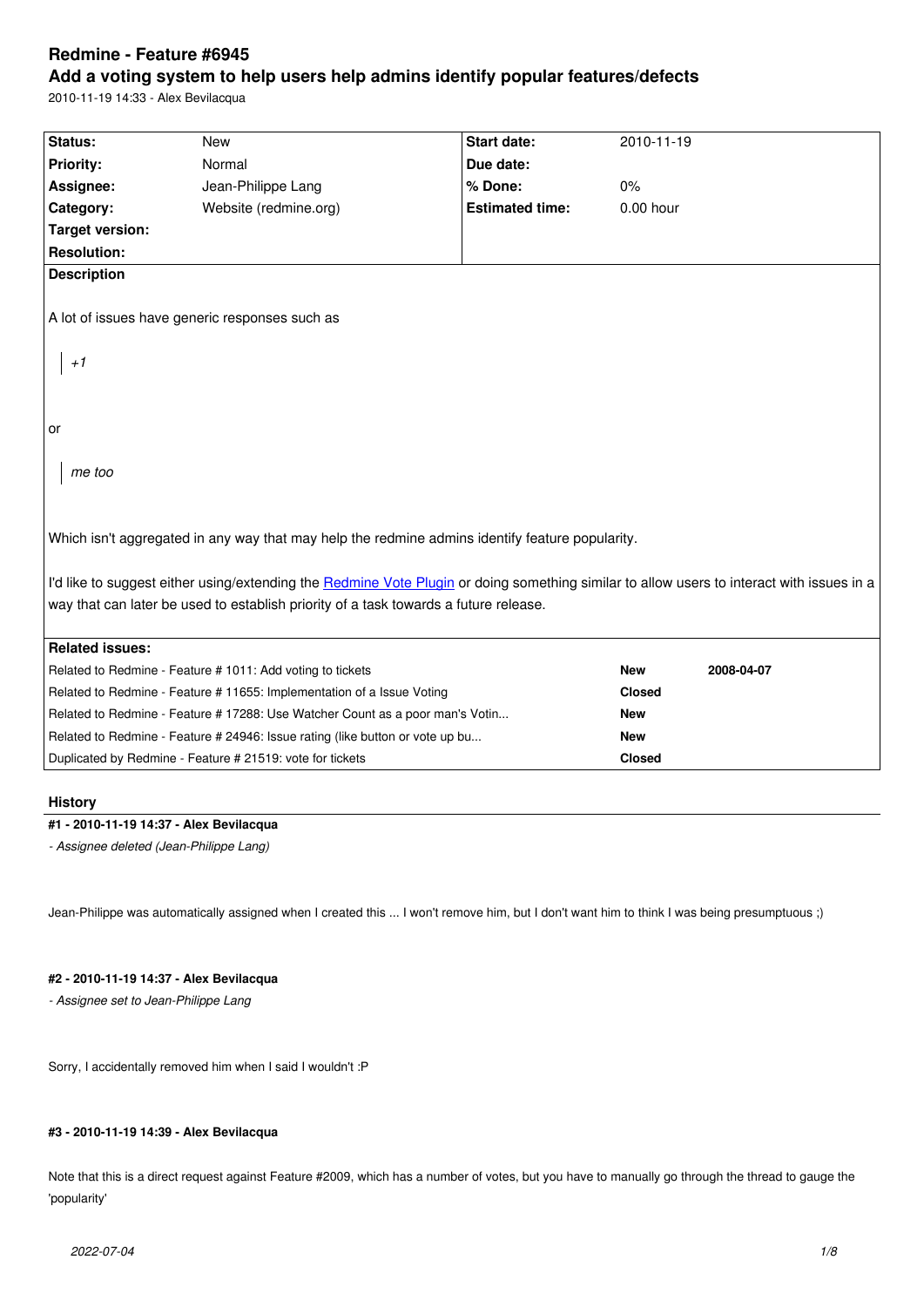# Redmine - Feature #6945

## Add a voting system to help users help admins identify popular features/defects

2010-11-19 14:33 - Alex Bevilacqua

| Status: | New | Start date: | 2010-11-19 |
|---|---|---|---|
| Priority: | Normal | Due date: | |
| Assignee: | Jean-Philippe Lang | % Done: | 0% |
| Category: | Website (redmine.org) | Estimated time: | 0.00 hour |
| Target version: | | | |
| Resolution: | | | |

**Description**

A lot of issues have generic responses such as

> *+1*

or

> *me too*

Which isn't aggregated in any way that may help the redmine admins identify feature popularity.

I'd like to suggest either using/extending the [Redmine Vote Plugin] or doing something similar to allow users to interact with issues in a way that can later be used to establish priority of a task towards a future release.

**Related issues:**

| | | |
|---|---|---|
| Related to Redmine - Feature # 1011: Add voting to tickets | New | 2008-04-07 |
| Related to Redmine - Feature # 11655: Implementation of a Issue Voting | Closed | |
| Related to Redmine - Feature # 17288: Use Watcher Count as a poor man's Votin... | New | |
| Related to Redmine - Feature # 24946: Issue rating (like button or vote up bu... | New | |
| Duplicated by Redmine - Feature # 21519: vote for tickets | Closed | |

## History

#### #1 - 2010-11-19 14:37 - Alex Bevilacqua

*- Assignee deleted (Jean-Philippe Lang)*

Jean-Philippe was automatically assigned when I created this ... I won't remove him, but I don't want him to think I was being presumptuous ;)

#### #2 - 2010-11-19 14:37 - Alex Bevilacqua

*- Assignee set to Jean-Philippe Lang*

Sorry, I accidentally removed him when I said I wouldn't :P

#### #3 - 2010-11-19 14:39 - Alex Bevilacqua

Note that this is a direct request against Feature #2009, which has a number of votes, but you have to manually go through the thread to gauge the 'popularity'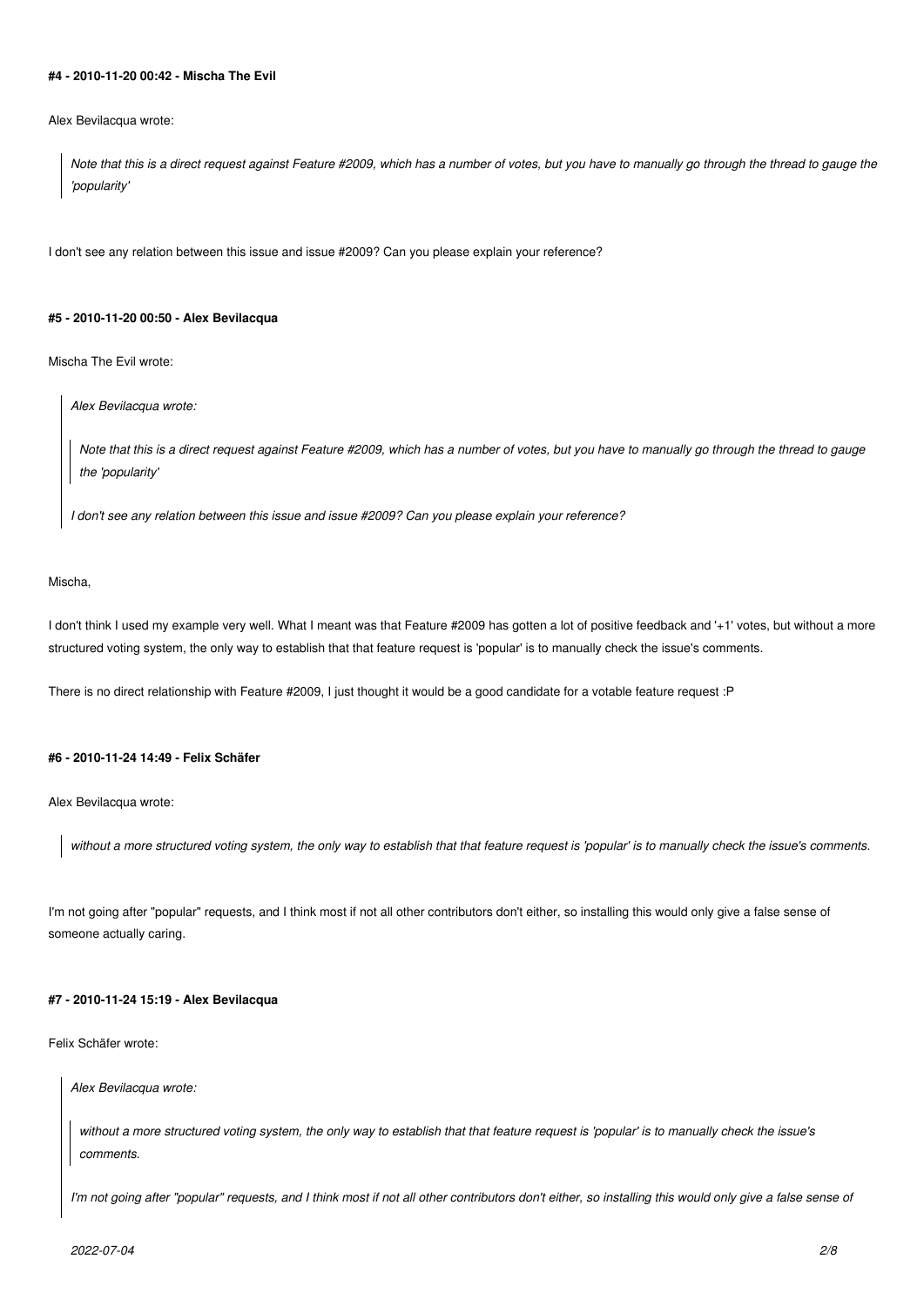#### #4 - 2010-11-20 00:42 - Mischa The Evil

Alex Bevilacqua wrote:

> *Note that this is a direct request against Feature #2009, which has a number of votes, but you have to manually go through the thread to gauge the 'popularity'*

I don't see any relation between this issue and issue #2009? Can you please explain your reference?

#### #5 - 2010-11-20 00:50 - Alex Bevilacqua

Mischa The Evil wrote:

> *Alex Bevilacqua wrote:*
>
> > *Note that this is a direct request against Feature #2009, which has a number of votes, but you have to manually go through the thread to gauge the 'popularity'*
>
> *I don't see any relation between this issue and issue #2009? Can you please explain your reference?*

Mischa,

I don't think I used my example very well. What I meant was that Feature #2009 has gotten a lot of positive feedback and '+1' votes, but without a more structured voting system, the only way to establish that that feature request is 'popular' is to manually check the issue's comments.

There is no direct relationship with Feature #2009, I just thought it would be a good candidate for a votable feature request :P

#### #6 - 2010-11-24 14:49 - Felix Schäfer

Alex Bevilacqua wrote:

> *without a more structured voting system, the only way to establish that that feature request is 'popular' is to manually check the issue's comments.*

I'm not going after "popular" requests, and I think most if not all other contributors don't either, so installing this would only give a false sense of someone actually caring.

#### #7 - 2010-11-24 15:19 - Alex Bevilacqua

Felix Schäfer wrote:

> *Alex Bevilacqua wrote:*
>
> > *without a more structured voting system, the only way to establish that that feature request is 'popular' is to manually check the issue's comments.*
>
> *I'm not going after "popular" requests, and I think most if not all other contributors don't either, so installing this would only give a false sense of*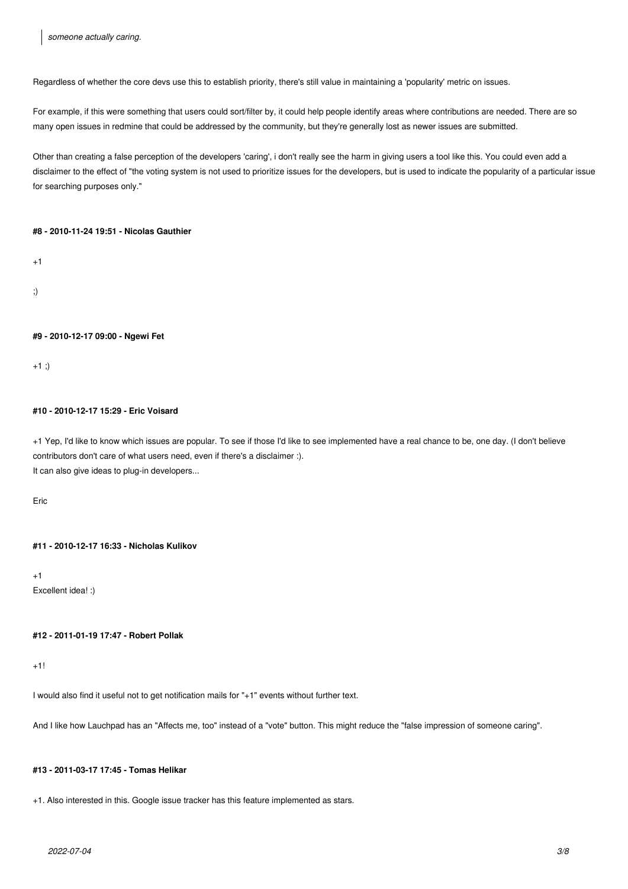> *someone actually caring.*

Regardless of whether the core devs use this to establish priority, there's still value in maintaining a 'popularity' metric on issues.

For example, if this were something that users could sort/filter by, it could help people identify areas where contributions are needed. There are so many open issues in redmine that could be addressed by the community, but they're generally lost as newer issues are submitted.

Other than creating a false perception of the developers 'caring', i don't really see the harm in giving users a tool like this. You could even add a disclaimer to the effect of "the voting system is not used to prioritize issues for the developers, but is used to indicate the popularity of a particular issue for searching purposes only."

#### #8 - 2010-11-24 19:51 - Nicolas Gauthier

+1

;)

#### #9 - 2010-12-17 09:00 - Ngewi Fet

+1 ;)

#### #10 - 2010-12-17 15:29 - Eric Voisard

+1 Yep, I'd like to know which issues are popular. To see if those I'd like to see implemented have a real chance to be, one day. (I don't believe contributors don't care of what users need, even if there's a disclaimer :).
It can also give ideas to plug-in developers...

Eric

#### #11 - 2010-12-17 16:33 - Nicholas Kulikov

+1
Excellent idea! :)

#### #12 - 2011-01-19 17:47 - Robert Pollak

+1!

I would also find it useful not to get notification mails for "+1" events without further text.

And I like how Lauchpad has an "Affects me, too" instead of a "vote" button. This might reduce the "false impression of someone caring".

#### #13 - 2011-03-17 17:45 - Tomas Helikar

+1. Also interested in this. Google issue tracker has this feature implemented as stars.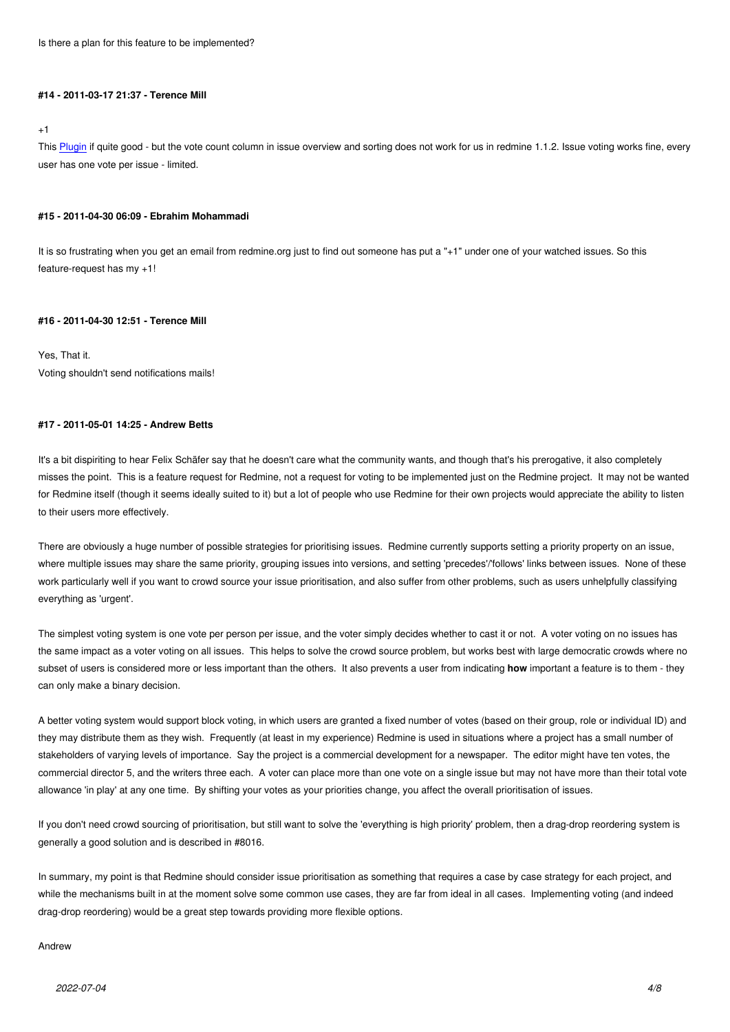Is there a plan for this feature to be implemented?

#### #14 - 2011-03-17 21:37 - Terence Mill

+1

This Plugin if quite good - but the vote count column in issue overview and sorting does not work for us in redmine 1.1.2. Issue voting works fine, every user has one vote per issue - limited.

#### #15 - 2011-04-30 06:09 - Ebrahim Mohammadi

It is so frustrating when you get an email from redmine.org just to find out someone has put a "+1" under one of your watched issues. So this feature-request has my +1!

#### #16 - 2011-04-30 12:51 - Terence Mill

Yes, That it.
Voting shouldn't send notifications mails!

#### #17 - 2011-05-01 14:25 - Andrew Betts

It's a bit dispiriting to hear Felix Schäfer say that he doesn't care what the community wants, and though that's his prerogative, it also completely misses the point. This is a feature request for Redmine, not a request for voting to be implemented just on the Redmine project. It may not be wanted for Redmine itself (though it seems ideally suited to it) but a lot of people who use Redmine for their own projects would appreciate the ability to listen to their users more effectively.

There are obviously a huge number of possible strategies for prioritising issues. Redmine currently supports setting a priority property on an issue, where multiple issues may share the same priority, grouping issues into versions, and setting 'precedes'/'follows' links between issues. None of these work particularly well if you want to crowd source your issue prioritisation, and also suffer from other problems, such as users unhelpfully classifying everything as 'urgent'.

The simplest voting system is one vote per person per issue, and the voter simply decides whether to cast it or not. A voter voting on no issues has the same impact as a voter voting on all issues. This helps to solve the crowd source problem, but works best with large democratic crowds where no subset of users is considered more or less important than the others. It also prevents a user from indicating **how** important a feature is to them - they can only make a binary decision.

A better voting system would support block voting, in which users are granted a fixed number of votes (based on their group, role or individual ID) and they may distribute them as they wish. Frequently (at least in my experience) Redmine is used in situations where a project has a small number of stakeholders of varying levels of importance. Say the project is a commercial development for a newspaper. The editor might have ten votes, the commercial director 5, and the writers three each. A voter can place more than one vote on a single issue but may not have more than their total vote allowance 'in play' at any one time. By shifting your votes as your priorities change, you affect the overall prioritisation of issues.

If you don't need crowd sourcing of prioritisation, but still want to solve the 'everything is high priority' problem, then a drag-drop reordering system is generally a good solution and is described in #8016.

In summary, my point is that Redmine should consider issue prioritisation as something that requires a case by case strategy for each project, and while the mechanisms built in at the moment solve some common use cases, they are far from ideal in all cases. Implementing voting (and indeed drag-drop reordering) would be a great step towards providing more flexible options.

Andrew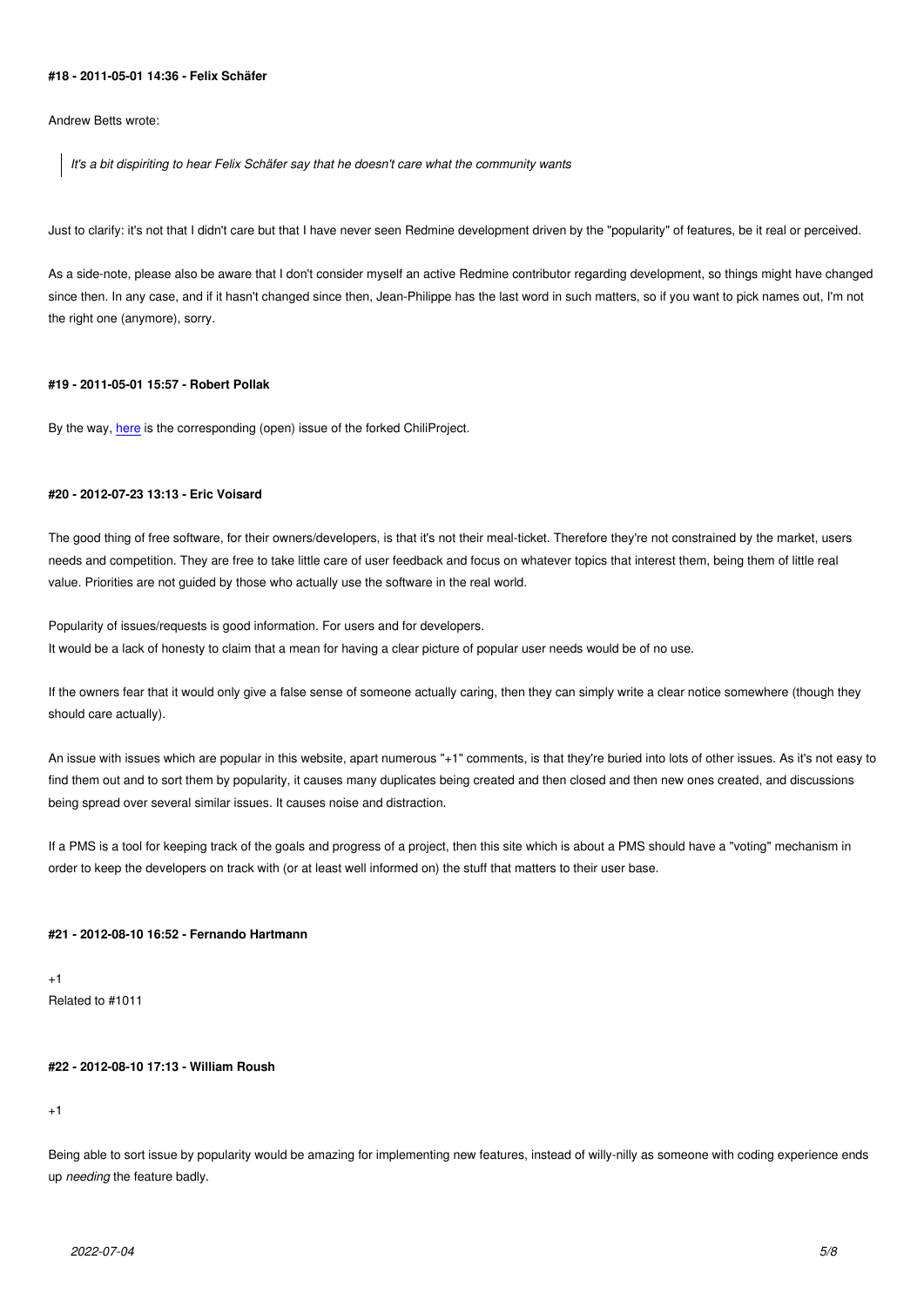**#18 - 2011-05-01 14:36 - Felix Schäfer**

Andrew Betts wrote:

> *It's a bit dispiriting to hear Felix Schäfer say that he doesn't care what the community wants*

Just to clarify: it's not that I didn't care but that I have never seen Redmine development driven by the "popularity" of features, be it real or perceived.

As a side-note, please also be aware that I don't consider myself an active Redmine contributor regarding development, so things might have changed since then. In any case, and if it hasn't changed since then, Jean-Philippe has the last word in such matters, so if you want to pick names out, I'm not the right one (anymore), sorry.

**#19 - 2011-05-01 15:57 - Robert Pollak**

By the way, here is the corresponding (open) issue of the forked ChiliProject.

**#20 - 2012-07-23 13:13 - Eric Voisard**

The good thing of free software, for their owners/developers, is that it's not their meal-ticket. Therefore they're not constrained by the market, users needs and competition. They are free to take little care of user feedback and focus on whatever topics that interest them, being them of little real value. Priorities are not guided by those who actually use the software in the real world.

Popularity of issues/requests is good information. For users and for developers.
It would be a lack of honesty to claim that a mean for having a clear picture of popular user needs would be of no use.

If the owners fear that it would only give a false sense of someone actually caring, then they can simply write a clear notice somewhere (though they should care actually).

An issue with issues which are popular in this website, apart numerous "+1" comments, is that they're buried into lots of other issues. As it's not easy to find them out and to sort them by popularity, it causes many duplicates being created and then closed and then new ones created, and discussions being spread over several similar issues. It causes noise and distraction.

If a PMS is a tool for keeping track of the goals and progress of a project, then this site which is about a PMS should have a "voting" mechanism in order to keep the developers on track with (or at least well informed on) the stuff that matters to their user base.

**#21 - 2012-08-10 16:52 - Fernando Hartmann**

+1
Related to #1011

**#22 - 2012-08-10 17:13 - William Roush**

+1

Being able to sort issue by popularity would be amazing for implementing new features, instead of willy-nilly as someone with coding experience ends up *needing* the feature badly.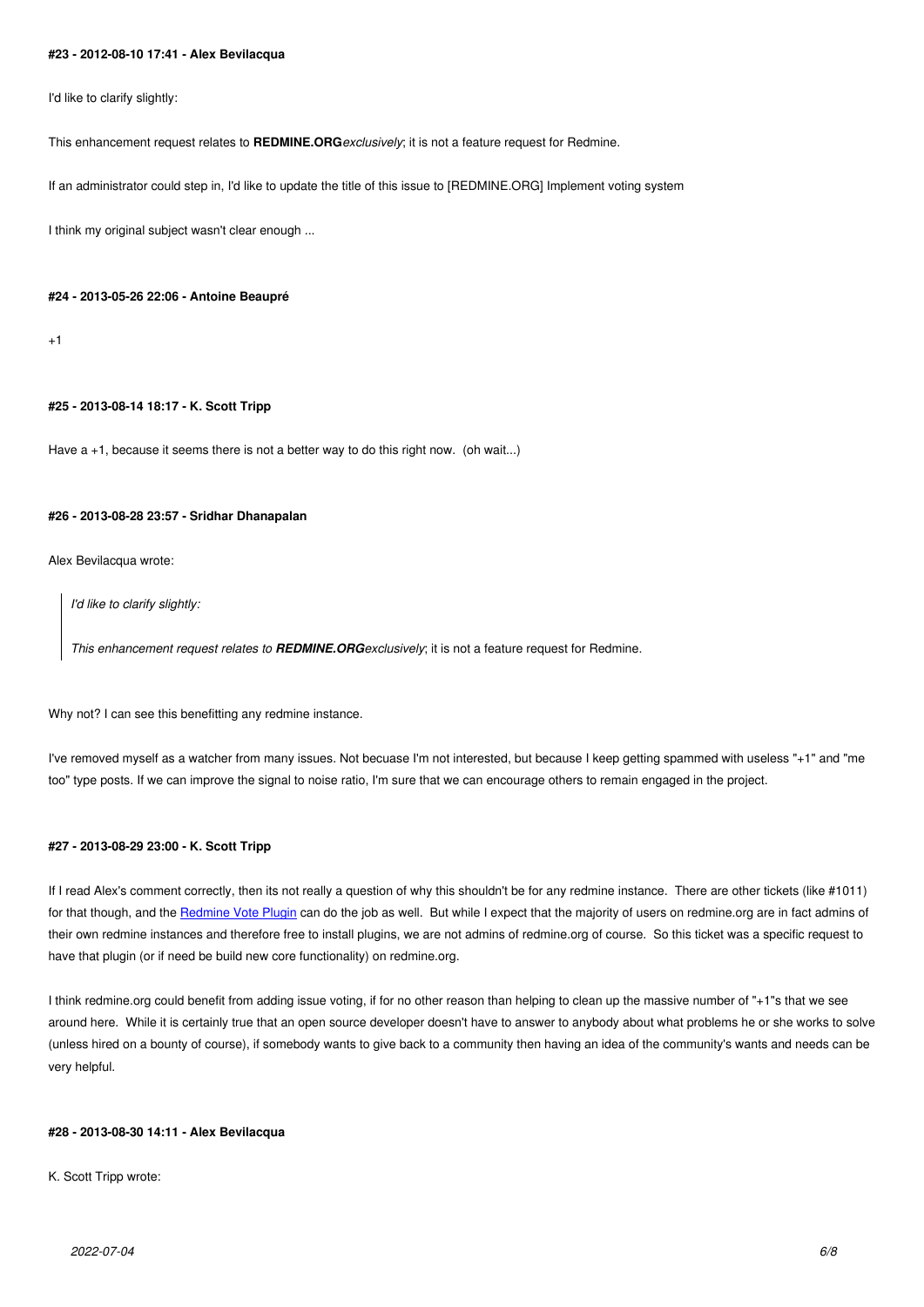#### #23 - 2012-08-10 17:41 - Alex Bevilacqua

I'd like to clarify slightly:

This enhancement request relates to **REDMINE.ORG***exclusively*; it is not a feature request for Redmine.

If an administrator could step in, I'd like to update the title of this issue to [REDMINE.ORG] Implement voting system

I think my original subject wasn't clear enough ...

#### #24 - 2013-05-26 22:06 - Antoine Beaupré

+1

#### #25 - 2013-08-14 18:17 - K. Scott Tripp

Have a +1, because it seems there is not a better way to do this right now.  (oh wait...)

#### #26 - 2013-08-28 23:57 - Sridhar Dhanapalan

Alex Bevilacqua wrote:

> *I'd like to clarify slightly:*
>
> *This enhancement request relates to* ***REDMINE.ORG****exclusively*; it is not a feature request for Redmine.

Why not? I can see this benefitting any redmine instance.

I've removed myself as a watcher from many issues. Not becuase I'm not interested, but because I keep getting spammed with useless "+1" and "me too" type posts. If we can improve the signal to noise ratio, I'm sure that we can encourage others to remain engaged in the project.

#### #27 - 2013-08-29 23:00 - K. Scott Tripp

If I read Alex's comment correctly, then its not really a question of why this shouldn't be for any redmine instance.  There are other tickets (like #1011) for that though, and the Redmine Vote Plugin can do the job as well.  But while I expect that the majority of users on redmine.org are in fact admins of their own redmine instances and therefore free to install plugins, we are not admins of redmine.org of course.  So this ticket was a specific request to have that plugin (or if need be build new core functionality) on redmine.org.

I think redmine.org could benefit from adding issue voting, if for no other reason than helping to clean up the massive number of "+1"s that we see around here.  While it is certainly true that an open source developer doesn't have to answer to anybody about what problems he or she works to solve (unless hired on a bounty of course), if somebody wants to give back to a community then having an idea of the community's wants and needs can be very helpful.

#### #28 - 2013-08-30 14:11 - Alex Bevilacqua

K. Scott Tripp wrote: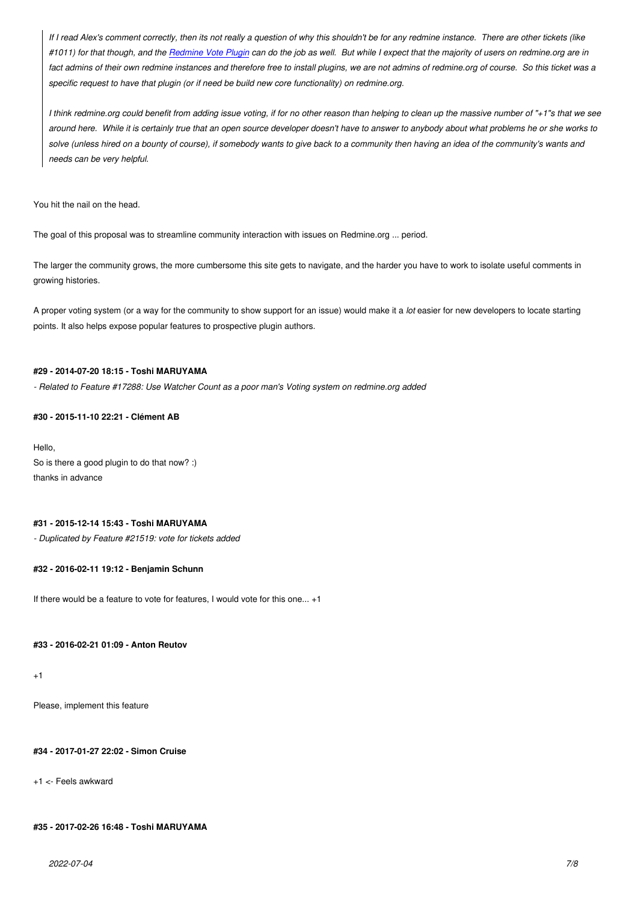> *If I read Alex's comment correctly, then its not really a question of why this shouldn't be for any redmine instance. There are other tickets (like #1011) for that though, and the [Redmine Vote Plugin] can do the job as well. But while I expect that the majority of users on redmine.org are in fact admins of their own redmine instances and therefore free to install plugins, we are not admins of redmine.org of course. So this ticket was a specific request to have that plugin (or if need be build new core functionality) on redmine.org.*
>
> *I think redmine.org could benefit from adding issue voting, if for no other reason than helping to clean up the massive number of "+1"s that we see around here. While it is certainly true that an open source developer doesn't have to answer to anybody about what problems he or she works to solve (unless hired on a bounty of course), if somebody wants to give back to a community then having an idea of the community's wants and needs can be very helpful.*

You hit the nail on the head.

The goal of this proposal was to streamline community interaction with issues on Redmine.org ... period.

The larger the community grows, the more cumbersome this site gets to navigate, and the harder you have to work to isolate useful comments in growing histories.

A proper voting system (or a way for the community to show support for an issue) would make it a *lot* easier for new developers to locate starting points. It also helps expose popular features to prospective plugin authors.

#### #29 - 2014-07-20 18:15 - Toshi MARUYAMA

*- Related to Feature #17288: Use Watcher Count as a poor man's Voting system on redmine.org added*

#### #30 - 2015-11-10 22:21 - Clément AB

Hello,
So is there a good plugin to do that now? :)
thanks in advance

#### #31 - 2015-12-14 15:43 - Toshi MARUYAMA

*- Duplicated by Feature #21519: vote for tickets added*

#### #32 - 2016-02-11 19:12 - Benjamin Schunn

If there would be a feature to vote for features, I would vote for this one... +1

#### #33 - 2016-02-21 01:09 - Anton Reutov

+1

Please, implement this feature

#### #34 - 2017-01-27 22:02 - Simon Cruise

+1 <- Feels awkward

#### #35 - 2017-02-26 16:48 - Toshi MARUYAMA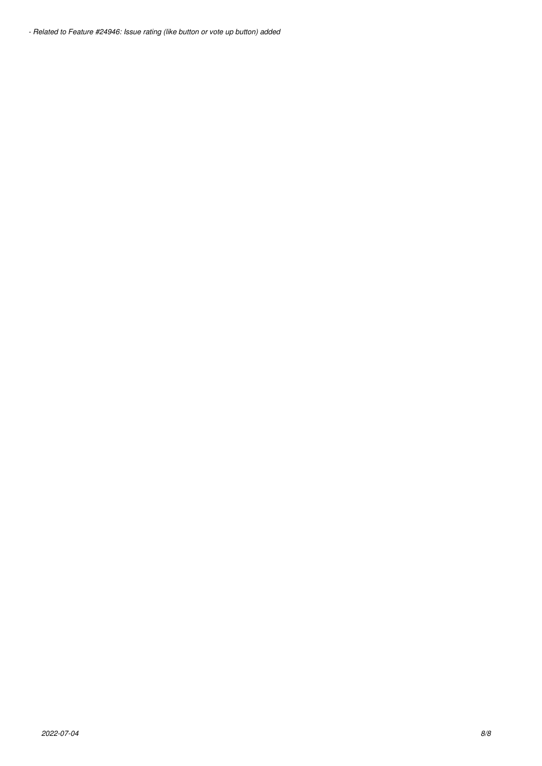*- Related to Feature #24946: Issue rating (like button or vote up button) added*